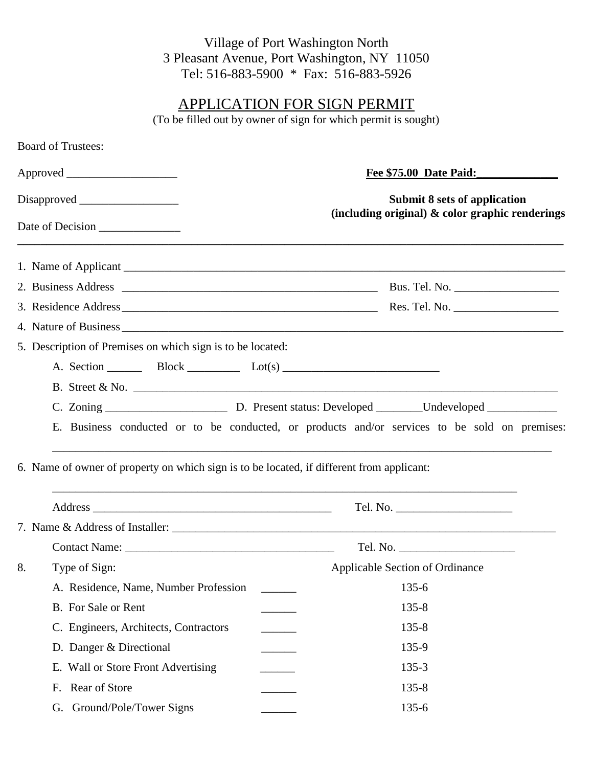Village of Port Washington North
3 Pleasant Avenue, Port Washington, NY 11050
Tel: 516-883-5900 * Fax: 516-883-5926

# APPLICATION FOR SIGN PERMIT

(To be filled out by owner of sign for which permit is sought)

Board of Trustees:

Approved ___________________ **Fee $75.00 Date Paid:_____________**

Disapproved _________________ **Submit 8 sets of application (including original) & color graphic renderings**

Date of Decision ______________

---

1. Name of Applicant ___________________________________________________________________________
2. Business Address _____________________________________________ Bus. Tel. No. __________________
3. Residence Address _____________________________________________ Res. Tel. No. __________________
4. Nature of Business ___________________________________________________________________________
5. Description of Premises on which sign is to be located:

   A. Section ______ Block _________ Lot(s) ___________________________

   B. Street & No. ____________________________________________________________________

   C. Zoning _____________________ D. Present status: Developed ________Undeveloped ____________

   E. Business conducted or to be conducted, or products and/or services to be sold on premises:
   _________________________________________________________________________________

6. Name of owner of property on which sign is to be located, if different from applicant:

   _________________________________________________________________________________

   Address __________________________________________ Tel. No. ____________________

7. Name & Address of Installer: ______________________________________________________________

   Contact Name: _____________________________________ Tel. No. ____________________

8. Type of Sign:

| Type of Sign | | Applicable Section of Ordinance |
|---|---|---|
| A. Residence, Name, Number Profession | ______ | 135-6 |
| B. For Sale or Rent | ______ | 135-8 |
| C. Engineers, Architects, Contractors | ______ | 135-8 |
| D. Danger & Directional | ______ | 135-9 |
| E. Wall or Store Front Advertising | ______ | 135-3 |
| F. Rear of Store | ______ | 135-8 |
| G. Ground/Pole/Tower Signs | ______ | 135-6 |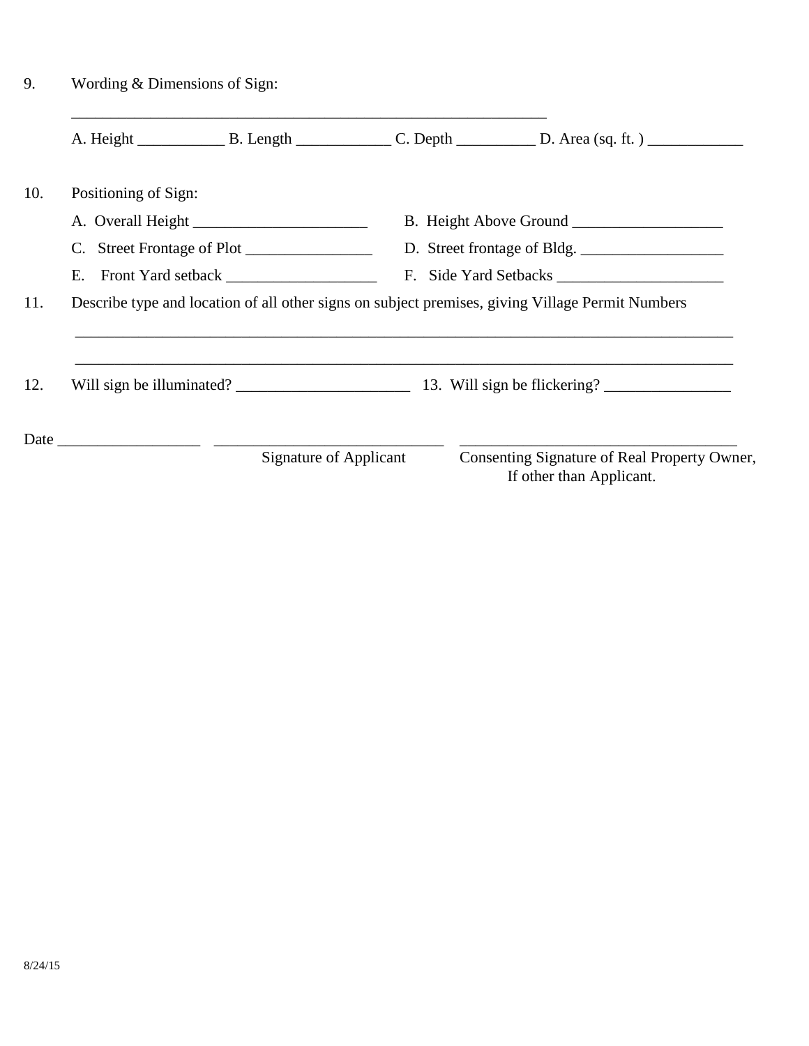9. Wording & Dimensions of Sign:

______________________________________________________________

A. Height ___________ B. Length ____________ C. Depth __________ D. Area (sq. ft. ) ____________

10. Positioning of Sign:

A. Overall Height ______________________ B. Height Above Ground ___________________

C. Street Frontage of Plot ________________ D. Street frontage of Bldg. __________________

E. Front Yard setback ___________________ F. Side Yard Setbacks _____________________

11. Describe type and location of all other signs on subject premises, giving Village Permit Numbers

_____________________________________________________________________________________

_____________________________________________________________________________________

12. Will sign be illuminated? ______________________ 13. Will sign be flickering? ________________

Date __________________ ______________________________ ____________________________________

Signature of Applicant

Consenting Signature of Real Property Owner, If other than Applicant.

8/24/15